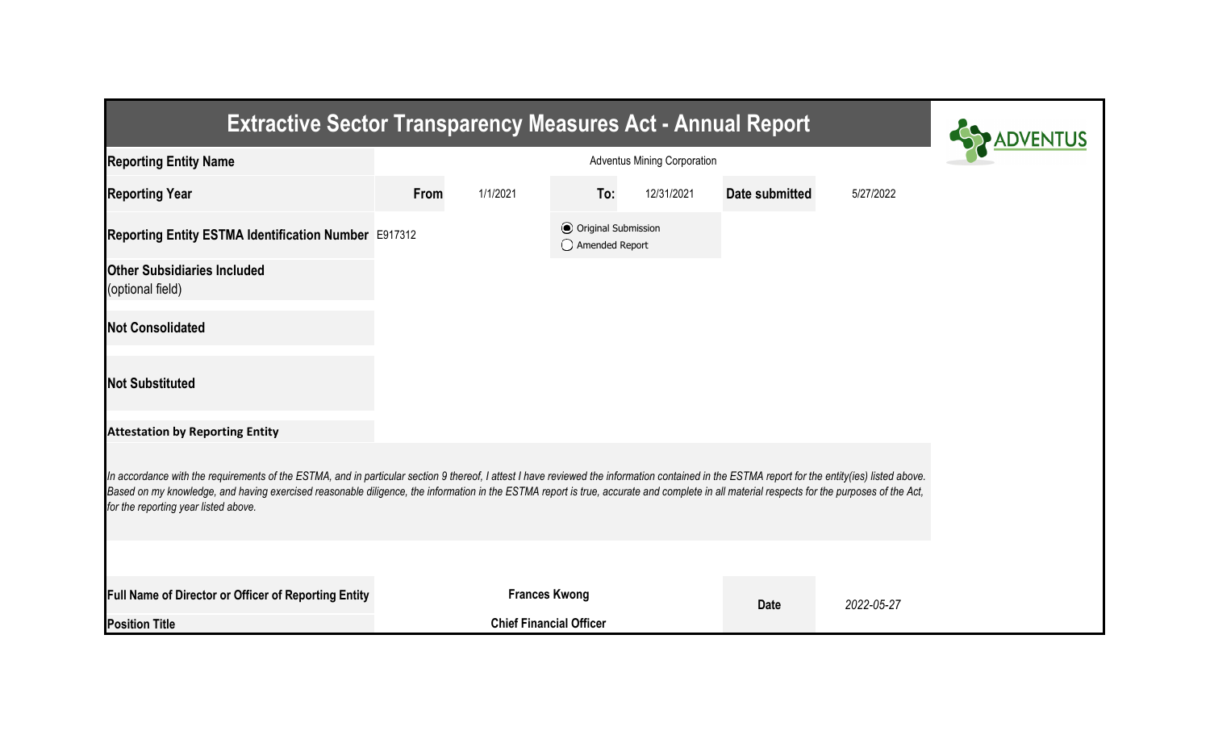# Extractive Sector Transparency Measures Act - Annual Report

| | | | | | | |
|---|---|---|---|---|---|---|
| **Reporting Entity Name** | Adventus Mining Corporation | | | | | |
| **Reporting Year** | **From** | 1/1/2021 | **To:** | 12/31/2021 | **Date submitted** | 5/27/2022 |
| **Reporting Entity ESTMA Identification Number** | E917312 | | ◉ Original Submission<br>◯ Amended Report | | | |
| **Other Subsidiaries Included** (optional field) | | | | | | |
| **Not Consolidated** | | | | | | |
| **Not Substituted** | | | | | | |

**Attestation by Reporting Entity**

*In accordance with the requirements of the ESTMA, and in particular section 9 thereof, I attest I have reviewed the information contained in the ESTMA report for the entity(ies) listed above. Based on my knowledge, and having exercised reasonable diligence, the information in the ESTMA report is true, accurate and complete in all material respects for the purposes of the Act, for the reporting year listed above.*

| | | | |
|---|---|---|---|
| **Full Name of Director or Officer of Reporting Entity** | **Frances Kwong** | **Date** | *2022-05-27* |
| **Position Title** | **Chief Financial Officer** | | |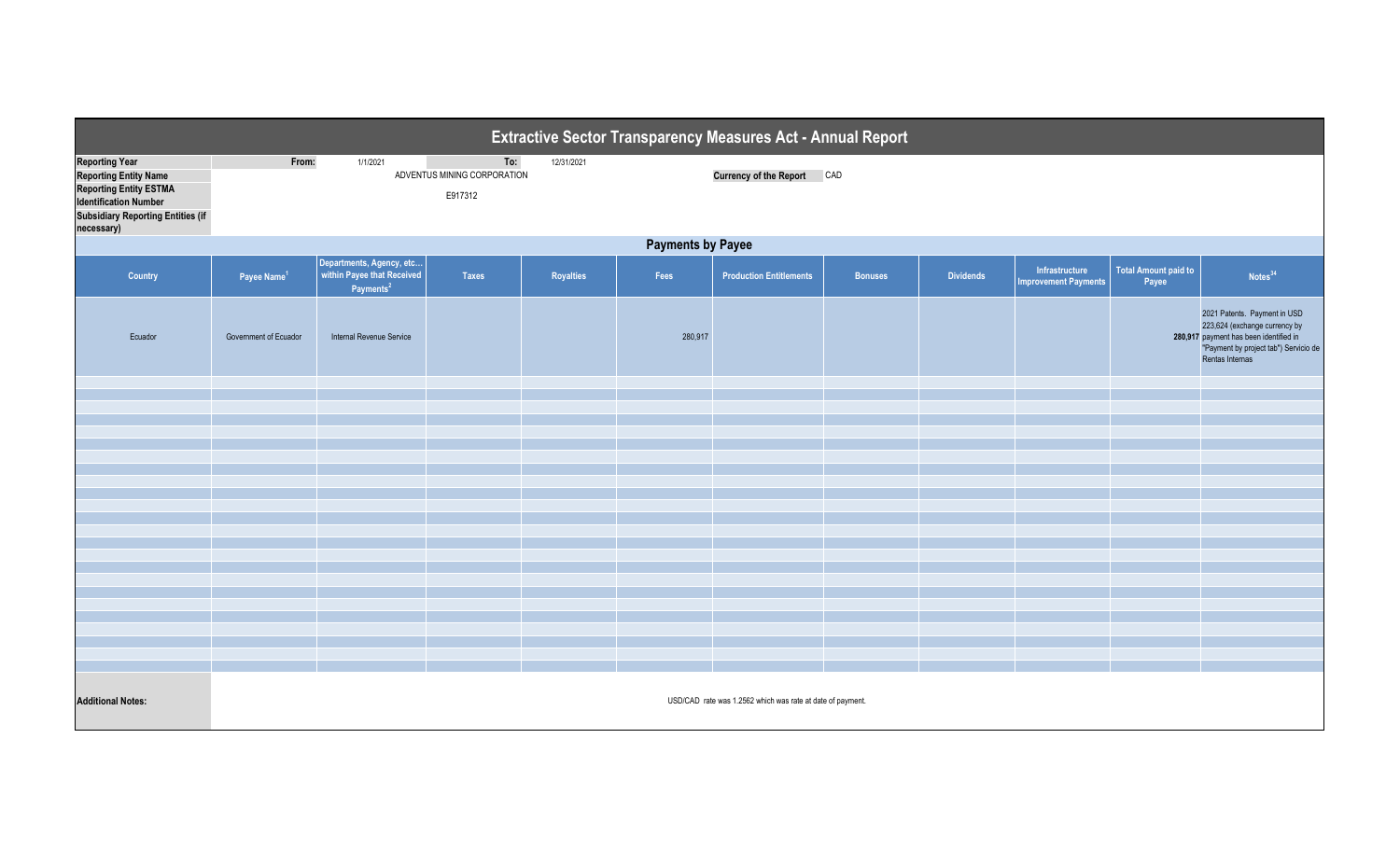# Extractive Sector Transparency Measures Act - Annual Report

| | | | | |
|---|---|---|---|---|
| **Reporting Year** | From: | 1/1/2021 | To: | 12/31/2021 |
| **Reporting Entity Name** | ADVENTUS MINING CORPORATION | | **Currency of the Report** | CAD |
| **Reporting Entity ESTMA Identification Number** | E917312 | | | |
| **Subsidiary Reporting Entities (if necessary)** | | | | |

## Payments by Payee

| Country | Payee Name[1] | Departments, Agency, etc... within Payee that Received Payments[2] | Taxes | Royalties | Fees | Production Entitlements | Bonuses | Dividends | Infrastructure Improvement Payments | Total Amount paid to Payee | Notes[34] |
|---|---|---|---|---|---|---|---|---|---|---|---|
| Ecuador | Government of Ecuador | Internal Revenue Service | | | 280,917 | | | | | 280,917 | 2021 Patents. Payment in USD 223,624 (exchange currency by payment has been identified in "Payment by project tab") Servicio de Rentas Internas |

**Additional Notes:** USD/CAD rate was 1.2562 which was rate at date of payment.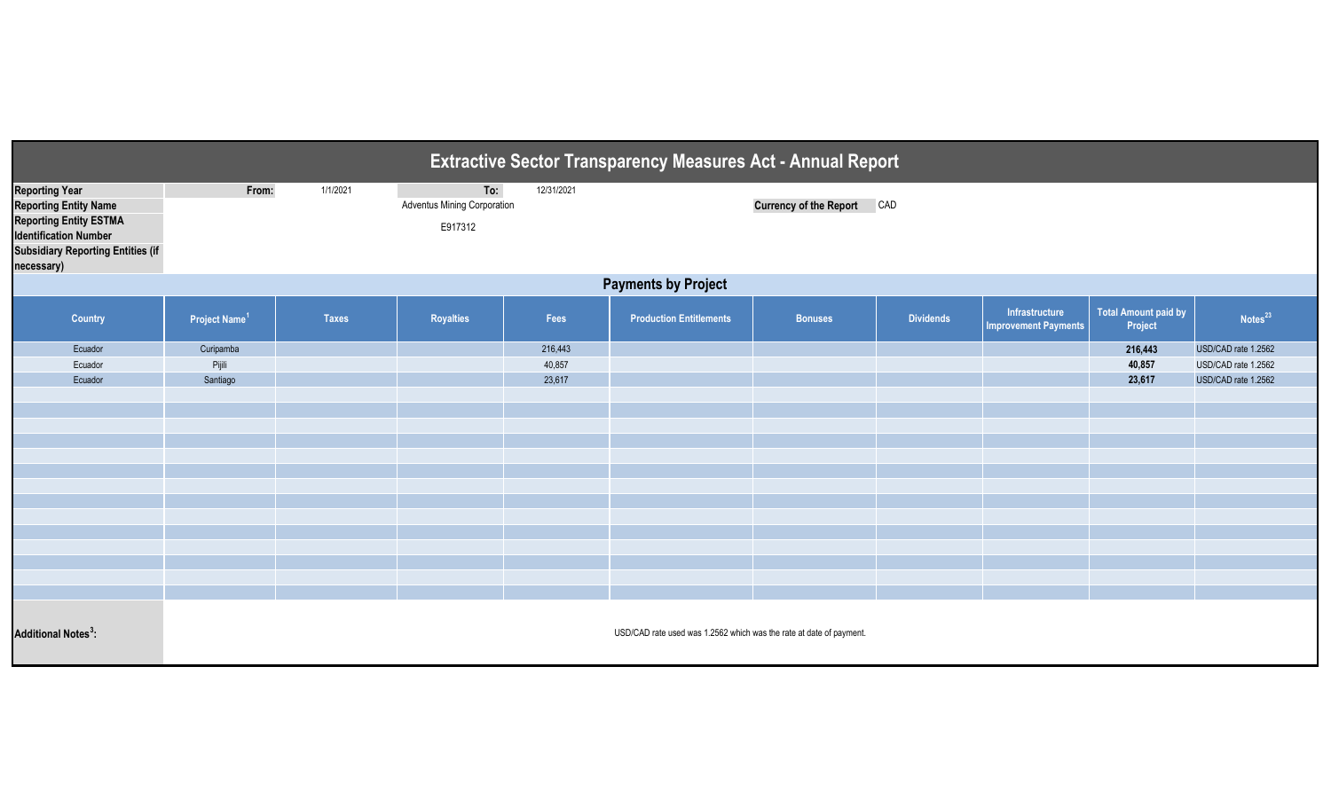# Extractive Sector Transparency Measures Act - Annual Report

| | | | | | |
|---|---|---|---|---|---|
| **Reporting Year** | **From:** | 1/1/2021 | **To:** | 12/31/2021 | |
| **Reporting Entity Name** | | Adventus Mining Corporation | | **Currency of the Report** | CAD |
| **Reporting Entity ESTMA Identification Number** | | E917312 | | | |
| **Subsidiary Reporting Entities (if necessary)** | | | | | |

## Payments by Project

| Country | Project Name[1] | Taxes | Royalties | Fees | Production Entitlements | Bonuses | Dividends | Infrastructure Improvement Payments | Total Amount paid by Project | Notes[23] |
|---|---|---|---|---|---|---|---|---|---|---|
| Ecuador | Curipamba | | | 216,443 | | | | | **216,443** | USD/CAD rate 1.2562 |
| Ecuador | Pijili | | | 40,857 | | | | | **40,857** | USD/CAD rate 1.2562 |
| Ecuador | Santiago | | | 23,617 | | | | | **23,617** | USD/CAD rate 1.2562 |

**Additional Notes[3]:** USD/CAD rate used was 1.2562 which was the rate at date of payment.